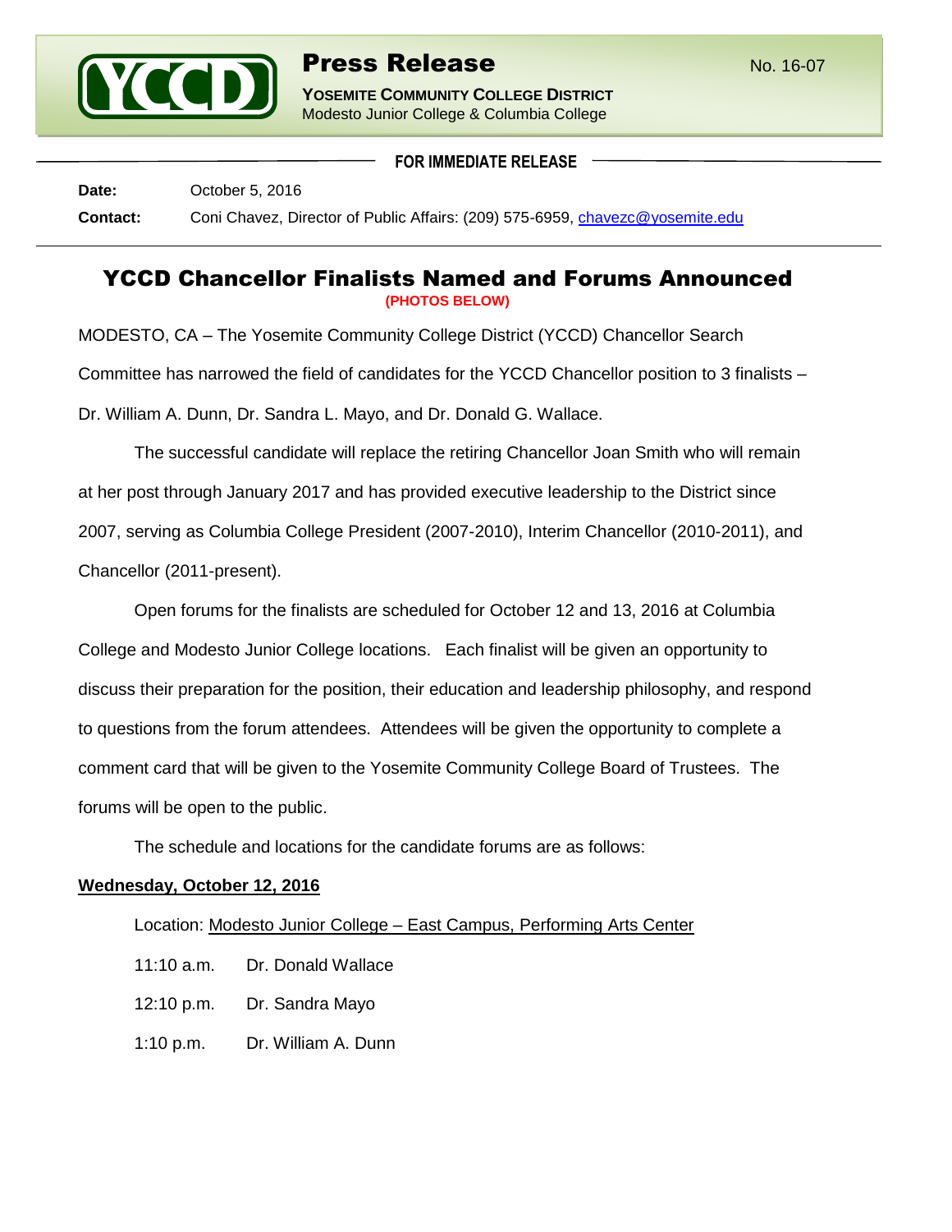# Press Release

No. 16-07

**YOSEMITE COMMUNITY COLLEGE DISTRICT**
Modesto Junior College & Columbia College

**FOR IMMEDIATE RELEASE**

**Date:** October 5, 2016

**Contact:** Coni Chavez, Director of Public Affairs: (209) 575-6959, chavezc@yosemite.edu

## YCCD Chancellor Finalists Named and Forums Announced

**(PHOTOS BELOW)**

MODESTO, CA – The Yosemite Community College District (YCCD) Chancellor Search Committee has narrowed the field of candidates for the YCCD Chancellor position to 3 finalists – Dr. William A. Dunn, Dr. Sandra L. Mayo, and Dr. Donald G. Wallace.

The successful candidate will replace the retiring Chancellor Joan Smith who will remain at her post through January 2017 and has provided executive leadership to the District since 2007, serving as Columbia College President (2007-2010), Interim Chancellor (2010-2011), and Chancellor (2011-present).

Open forums for the finalists are scheduled for October 12 and 13, 2016 at Columbia College and Modesto Junior College locations. Each finalist will be given an opportunity to discuss their preparation for the position, their education and leadership philosophy, and respond to questions from the forum attendees. Attendees will be given the opportunity to complete a comment card that will be given to the Yosemite Community College Board of Trustees. The forums will be open to the public.

The schedule and locations for the candidate forums are as follows:

**Wednesday, October 12, 2016**

Location: Modesto Junior College – East Campus, Performing Arts Center

11:10 a.m. Dr. Donald Wallace

12:10 p.m. Dr. Sandra Mayo

1:10 p.m. Dr. William A. Dunn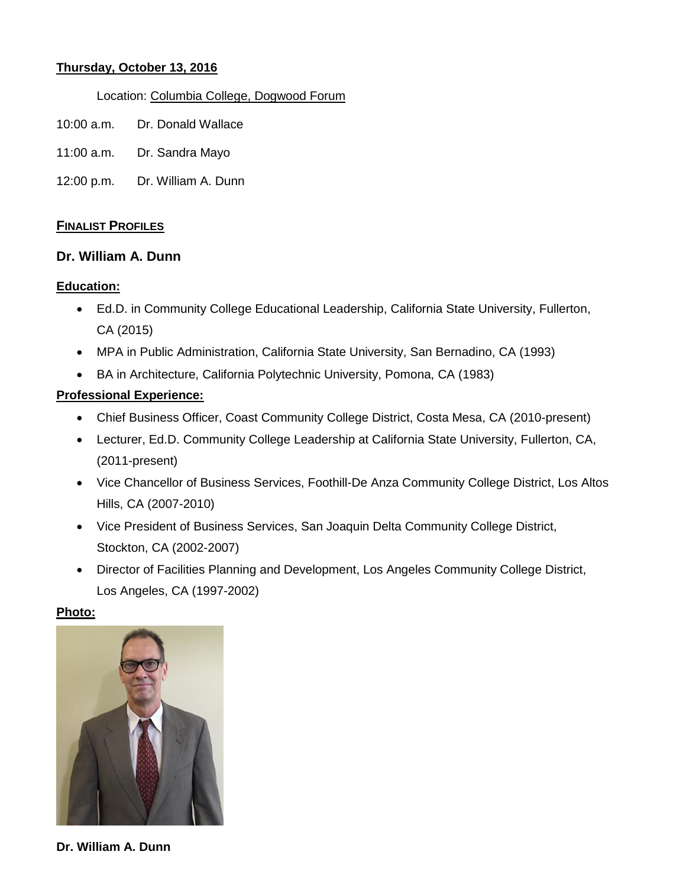**Thursday, October 13, 2016**

Location: Columbia College, Dogwood Forum

10:00 a.m. Dr. Donald Wallace

11:00 a.m. Dr. Sandra Mayo

12:00 p.m. Dr. William A. Dunn

## FINALIST PROFILES

### Dr. William A. Dunn

**Education:**

- Ed.D. in Community College Educational Leadership, California State University, Fullerton, CA (2015)
- MPA in Public Administration, California State University, San Bernadino, CA (1993)
- BA in Architecture, California Polytechnic University, Pomona, CA (1983)

**Professional Experience:**

- Chief Business Officer, Coast Community College District, Costa Mesa, CA (2010-present)
- Lecturer, Ed.D. Community College Leadership at California State University, Fullerton, CA, (2011-present)
- Vice Chancellor of Business Services, Foothill-De Anza Community College District, Los Altos Hills, CA (2007-2010)
- Vice President of Business Services, San Joaquin Delta Community College District, Stockton, CA (2002-2007)
- Director of Facilities Planning and Development, Los Angeles Community College District, Los Angeles, CA (1997-2002)

**Photo:**

**Dr. William A. Dunn**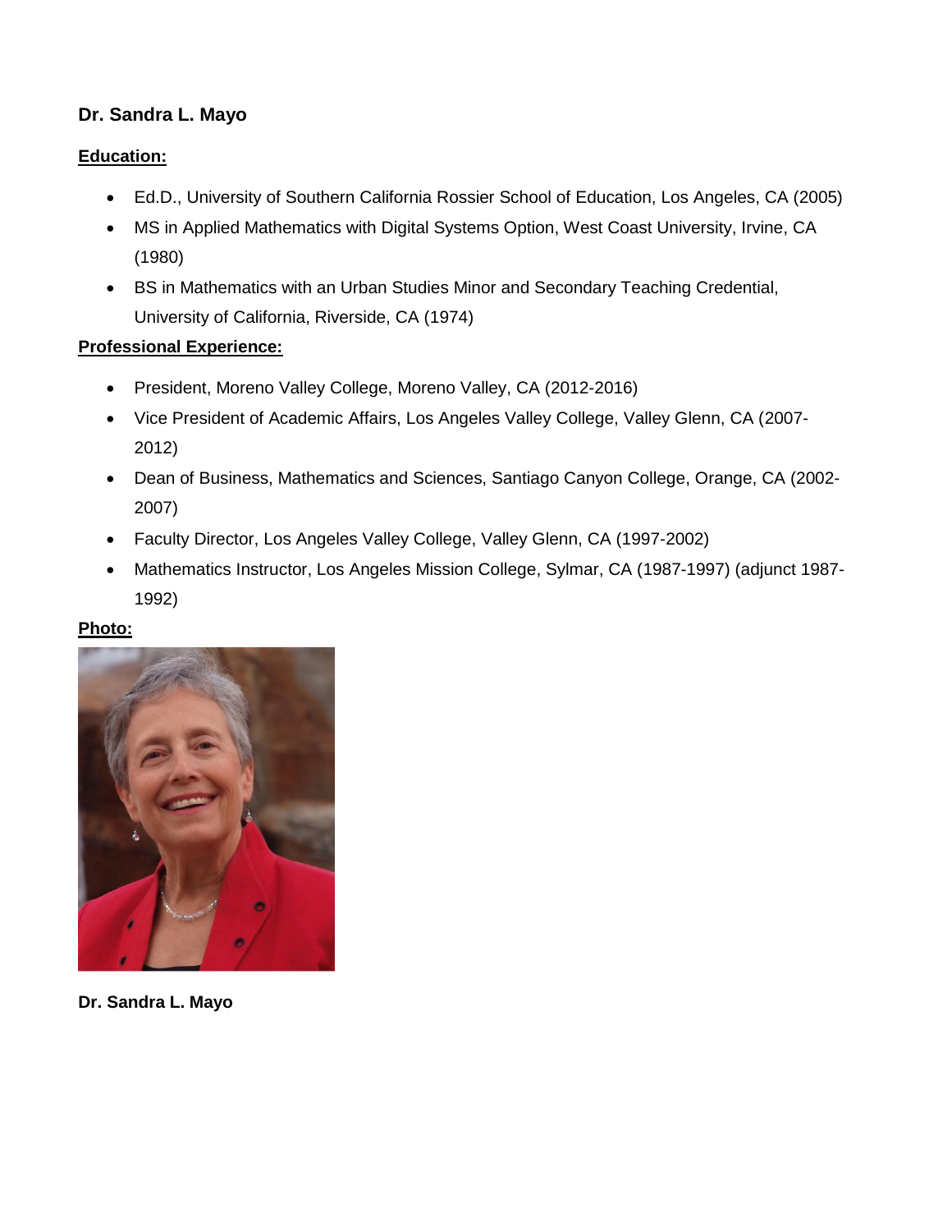**Dr. Sandra L. Mayo**

**Education:**

- Ed.D., University of Southern California Rossier School of Education, Los Angeles, CA (2005)
- MS in Applied Mathematics with Digital Systems Option, West Coast University, Irvine, CA (1980)
- BS in Mathematics with an Urban Studies Minor and Secondary Teaching Credential, University of California, Riverside, CA (1974)

**Professional Experience:**

- President, Moreno Valley College, Moreno Valley, CA (2012-2016)
- Vice President of Academic Affairs, Los Angeles Valley College, Valley Glenn, CA (2007-2012)
- Dean of Business, Mathematics and Sciences, Santiago Canyon College, Orange, CA (2002-2007)
- Faculty Director, Los Angeles Valley College, Valley Glenn, CA (1997-2002)
- Mathematics Instructor, Los Angeles Mission College, Sylmar, CA (1987-1997) (adjunct 1987-1992)

**Photo:**

**Dr. Sandra L. Mayo**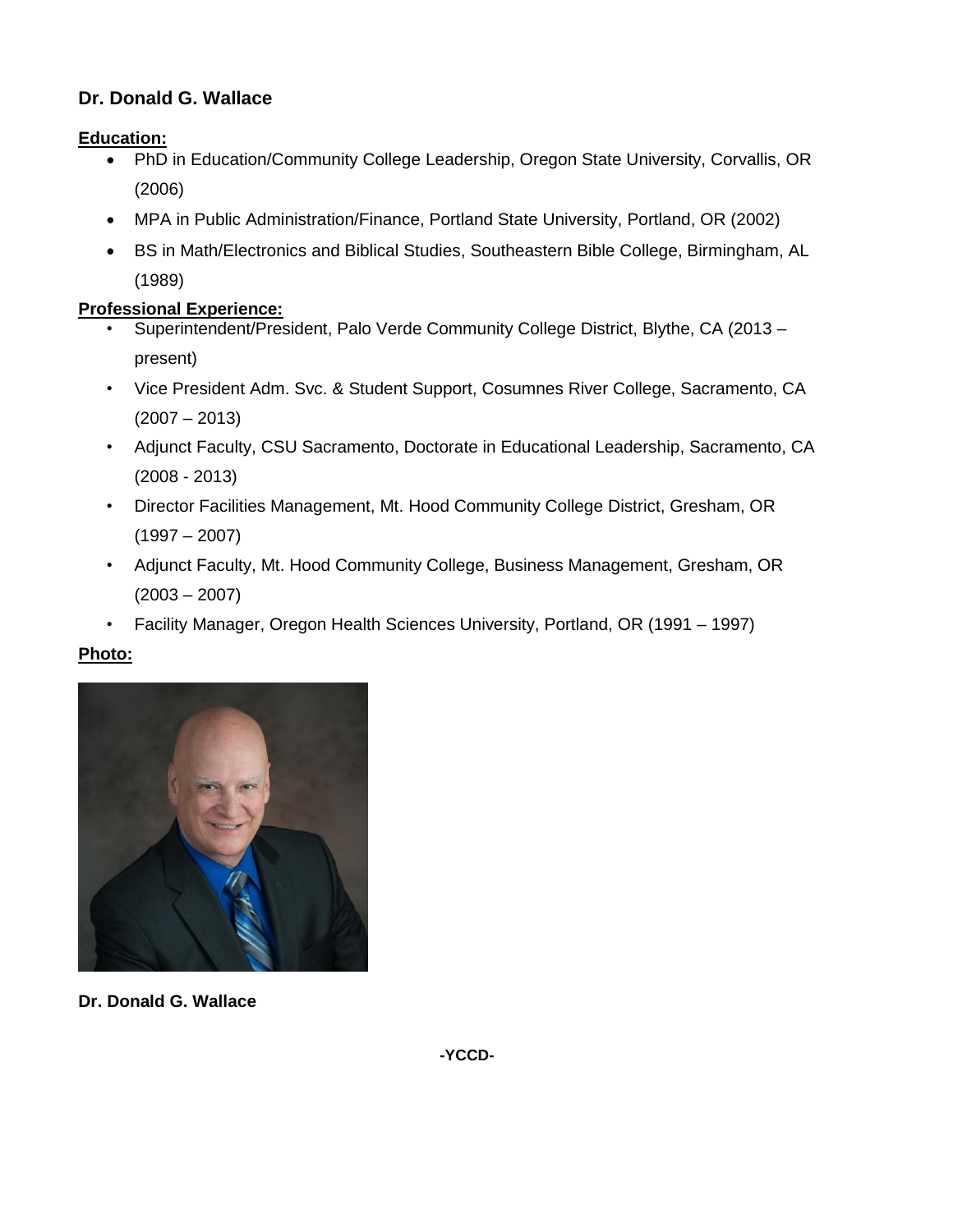## Dr. Donald G. Wallace

**Education:**

- PhD in Education/Community College Leadership, Oregon State University, Corvallis, OR (2006)
- MPA in Public Administration/Finance, Portland State University, Portland, OR (2002)
- BS in Math/Electronics and Biblical Studies, Southeastern Bible College, Birmingham, AL (1989)

**Professional Experience:**

- Superintendent/President, Palo Verde Community College District, Blythe, CA (2013 – present)
- Vice President Adm. Svc. & Student Support, Cosumnes River College, Sacramento, CA (2007 – 2013)
- Adjunct Faculty, CSU Sacramento, Doctorate in Educational Leadership, Sacramento, CA (2008 - 2013)
- Director Facilities Management, Mt. Hood Community College District, Gresham, OR (1997 – 2007)
- Adjunct Faculty, Mt. Hood Community College, Business Management, Gresham, OR (2003 – 2007)
- Facility Manager, Oregon Health Sciences University, Portland, OR (1991 – 1997)

**Photo:**

**Dr. Donald G. Wallace**

**-YCCD-**